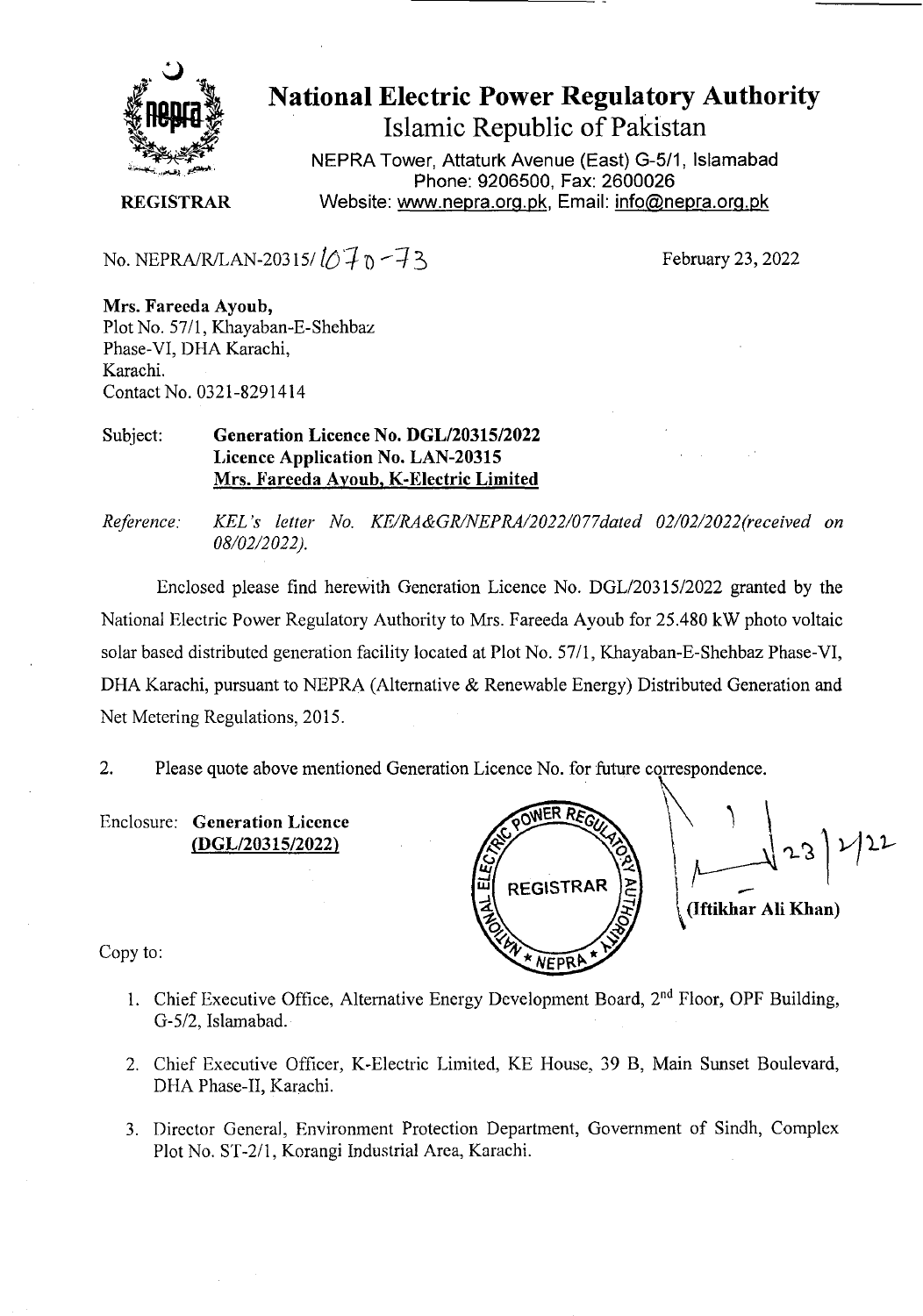# National Electric Power Regulatory Authority

Islamic Republic of Pakistan

NEPRA Tower, Attaturk Avenue (East) G-5/1, Islamabad
Phone: 9206500, Fax: 2600026
Website: www.nepra.org.pk, Email: info@nepra.org.pk

**REGISTRAR**

No. NEPRA/R/LAN-20315/1070-73

February 23, 2022

**Mrs. Fareeda Ayoub,**
Plot No. 57/1, Khayaban-E-Shehbaz
Phase-VI, DHA Karachi,
Karachi.
Contact No. 0321-8291414

Subject: **Generation Licence No. DGL/20315/2022**
**Licence Application No. LAN-20315**
**Mrs. Fareeda Ayoub, K-Electric Limited**

*Reference: KEL's letter No. KE/RA&GR/NEPRA/2022/077dated 02/02/2022(received on 08/02/2022).*

Enclosed please find herewith Generation Licence No. DGL/20315/2022 granted by the National Electric Power Regulatory Authority to Mrs. Fareeda Ayoub for 25.480 kW photo voltaic solar based distributed generation facility located at Plot No. 57/1, Khayaban-E-Shehbaz Phase-VI, DHA Karachi, pursuant to NEPRA (Alternative & Renewable Energy) Distributed Generation and Net Metering Regulations, 2015.

2. Please quote above mentioned Generation Licence No. for future correspondence.

Enclosure: **Generation Licence**
**(DGL/20315/2022)**

23/2/22

**(Iftikhar Ali Khan)**

Copy to:

1. Chief Executive Office, Alternative Energy Development Board, 2nd Floor, OPF Building, G-5/2, Islamabad.
2. Chief Executive Officer, K-Electric Limited, KE House, 39 B, Main Sunset Boulevard, DHA Phase-II, Karachi.
3. Director General, Environment Protection Department, Government of Sindh, Complex Plot No. ST-2/1, Korangi Industrial Area, Karachi.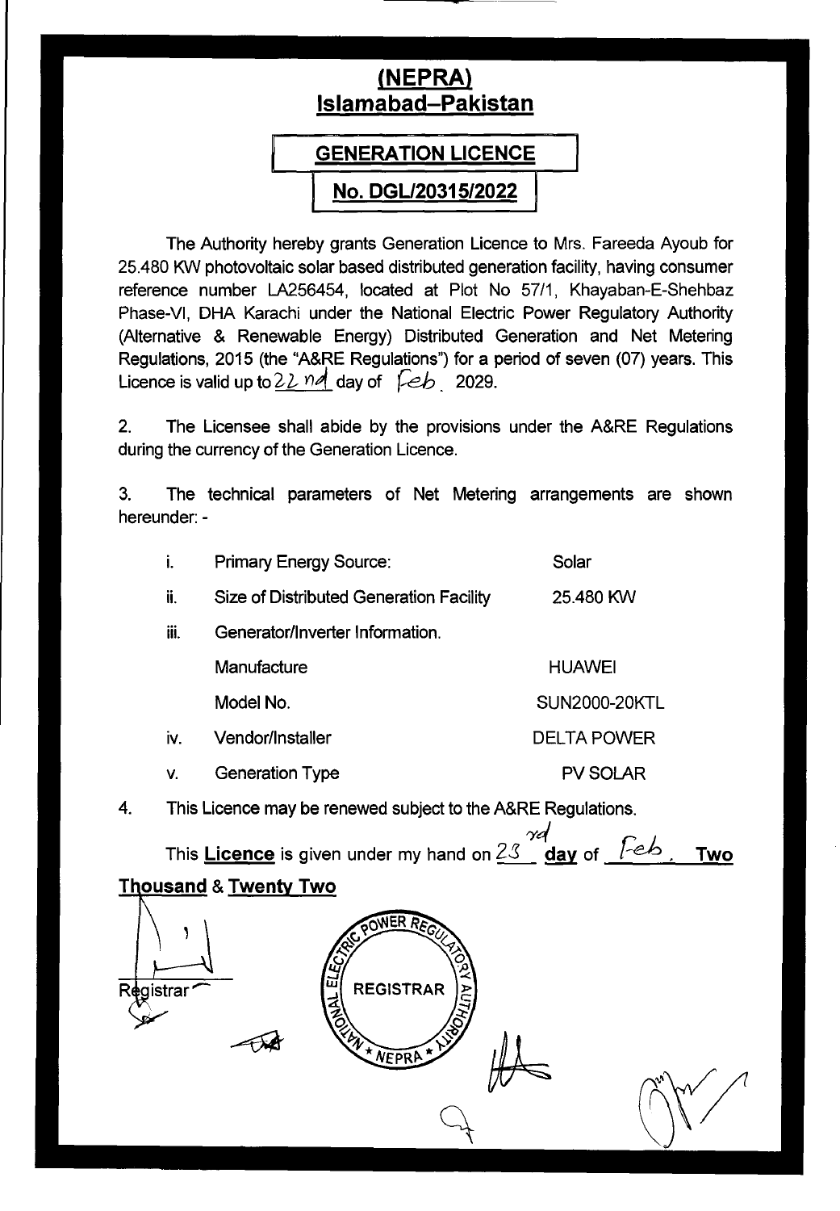# (NEPRA)
# Islamabad–Pakistan

## GENERATION LICENCE

## No. DGL/20315/2022

The Authority hereby grants Generation Licence to Mrs. Fareeda Ayoub for 25.480 KW photovoltaic solar based distributed generation facility, having consumer reference number LA256454, located at Plot No 57/1, Khayaban-E-Shehbaz Phase-VI, DHA Karachi under the National Electric Power Regulatory Authority (Alternative & Renewable Energy) Distributed Generation and Net Metering Regulations, 2015 (the "A&RE Regulations") for a period of seven (07) years. This Licence is valid up to 22nd day of Feb 2029.

2. The Licensee shall abide by the provisions under the A&RE Regulations during the currency of the Generation Licence.

3. The technical parameters of Net Metering arrangements are shown hereunder: -

| | | |
|---|---|---|
| i. | Primary Energy Source: | Solar |
| ii. | Size of Distributed Generation Facility | 25.480 KW |
| iii. | Generator/Inverter Information. | |
| | Manufacture | HUAWEI |
| | Model No. | SUN2000-20KTL |
| iv. | Vendor/Installer | DELTA POWER |
| v. | Generation Type | PV SOLAR |

4. This Licence may be renewed subject to the A&RE Regulations.

This **Licence** is given under my hand on 23rd **day** of Feb, **Two Thousand** & **Twenty Two**

Registrar

NATIONAL ELECTRIC POWER REGULATORY AUTHORITY
REGISTRAR
NEPRA